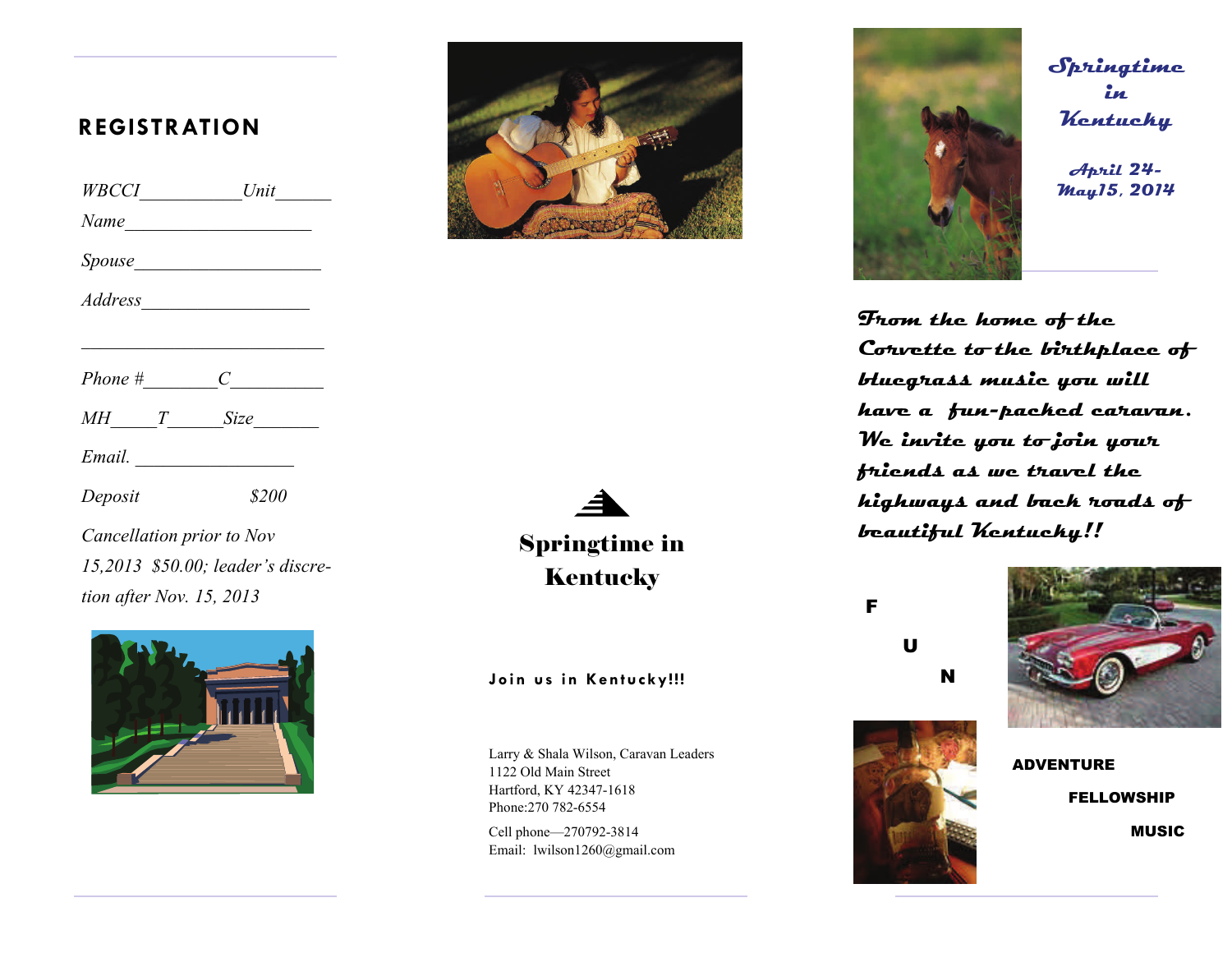## REGISTRATION

*WBCCI\_\_\_\_\_\_\_\_\_\_\_Unit\_\_\_\_\_\_*

*Name\_\_\_\_\_\_\_\_\_\_\_\_\_\_\_\_\_\_\_\_*

*Spouse\_\_\_\_\_\_\_\_\_\_\_\_\_\_\_\_\_\_\_\_*

*Address\_\_\_\_\_\_\_\_\_\_\_\_\_\_\_\_\_\_*

\_\_\_\_\_\_\_\_\_\_\_\_\_\_\_\_\_\_\_\_\_\_\_\_\_\_\_

*Phone #\_\_\_\_\_\_\_\_C\_\_\_\_\_\_\_\_\_\_*

*MH\_\_\_\_\_T\_\_\_\_\_\_Size\_\_\_\_\_\_\_*

*Email. \_\_\_\_\_\_\_\_\_\_\_\_\_\_\_\_\_*

*Deposit $200*

*Cancellation prior to Nov 15,2013 $50.00; leader's discretion after Nov. 15, 2013*

## Springtime in Kentucky

**Join us in Kentucky!!!**

Larry & Shala Wilson, Caravan Leaders
1122 Old Main Street
Hartford, KY 42347-1618
Phone:270 782-6554

Cell phone—270792-3814
Email: lwilson1260@gmail.com

# Springtime in Kentucky

**April 24-May15, 2014**

*From the home of the Corvette to the birthplace of bluegrass music you will have a fun-packed caravan. We invite you to join your friends as we travel the highways and back roads of beautiful Kentucky!!*

**F**

**U**

**N**

**ADVENTURE**

**FELLOWSHIP**

**MUSIC**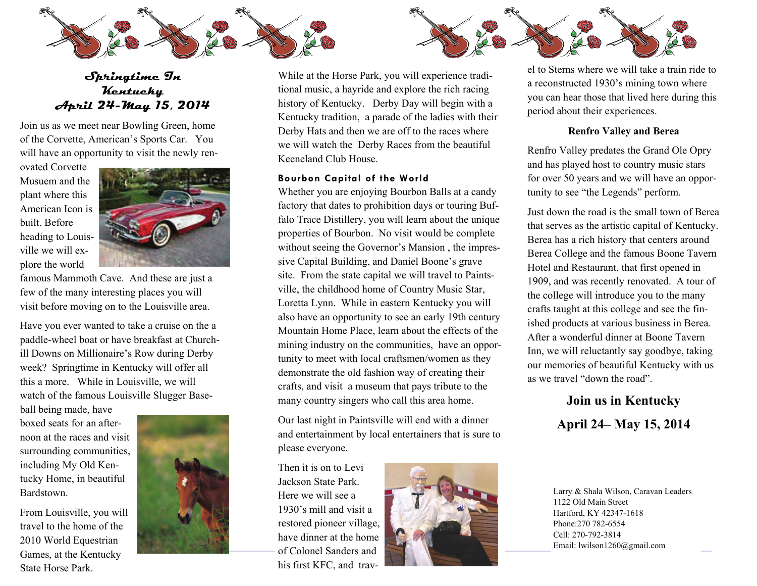## Springtime In Kentucky
## April 24–May 15, 2014

Join us as we meet near Bowling Green, home of the Corvette, American's Sports Car. You will have an opportunity to visit the newly renovated Corvette Musuem and the plant where this American Icon is built. Before heading to Louisville we will explore the world famous Mammoth Cave. And these are just a few of the many interesting places you will visit before moving on to the Louisville area.

Have you ever wanted to take a cruise on the a paddle-wheel boat or have breakfast at Churchill Downs on Millionaire's Row during Derby week? Springtime in Kentucky will offer all this a more. While in Louisville, we will watch of the famous Louisville Slugger Baseball being made, have boxed seats for an afternoon at the races and visit surrounding communities, including My Old Kentucky Home, in beautiful Bardstown.

From Louisville, you will travel to the home of the 2010 World Equestrian Games, at the Kentucky State Horse Park.

While at the Horse Park, you will experience traditional music, a hayride and explore the rich racing history of Kentucky. Derby Day will begin with a Kentucky tradition, a parade of the ladies with their Derby Hats and then we are off to the races where we will watch the Derby Races from the beautiful Keeneland Club House.

**Bourbon Capital of the World**

Whether you are enjoying Bourbon Balls at a candy factory that dates to prohibition days or touring Buffalo Trace Distillery, you will learn about the unique properties of Bourbon. No visit would be complete without seeing the Governor's Mansion , the impressive Capital Building, and Daniel Boone's grave site. From the state capital we will travel to Paintsville, the childhood home of Country Music Star, Loretta Lynn. While in eastern Kentucky you will also have an opportunity to see an early 19th century Mountain Home Place, learn about the effects of the mining industry on the communities, have an opportunity to meet with local craftsmen/women as they demonstrate the old fashion way of creating their crafts, and visit a museum that pays tribute to the many country singers who call this area home.

Our last night in Paintsville will end with a dinner and entertainment by local entertainers that is sure to please everyone.

Then it is on to Levi Jackson State Park. Here we will see a 1930's mill and visit a restored pioneer village, have dinner at the home of Colonel Sanders and his first KFC, and travel to Sterns where we will take a train ride to a reconstructed 1930's mining town where you can hear those that lived here during this period about their experiences.

**Renfro Valley and Berea**

Renfro Valley predates the Grand Ole Opry and has played host to country music stars for over 50 years and we will have an opportunity to see "the Legends" perform.

Just down the road is the small town of Berea that serves as the artistic capital of Kentucky. Berea has a rich history that centers around Berea College and the famous Boone Tavern Hotel and Restaurant, that first opened in 1909, and was recently renovated. A tour of the college will introduce you to the many crafts taught at this college and see the finished products at various business in Berea. After a wonderful dinner at Boone Tavern Inn, we will reluctantly say goodbye, taking our memories of beautiful Kentucky with us as we travel "down the road".

**Join us in Kentucky**

**April 24– May 15, 2014**

Larry & Shala Wilson, Caravan Leaders
1122 Old Main Street
Hartford, KY 42347-1618
Phone:270 782-6554
Cell: 270-792-3814
Email: lwilson1260@gmail.com